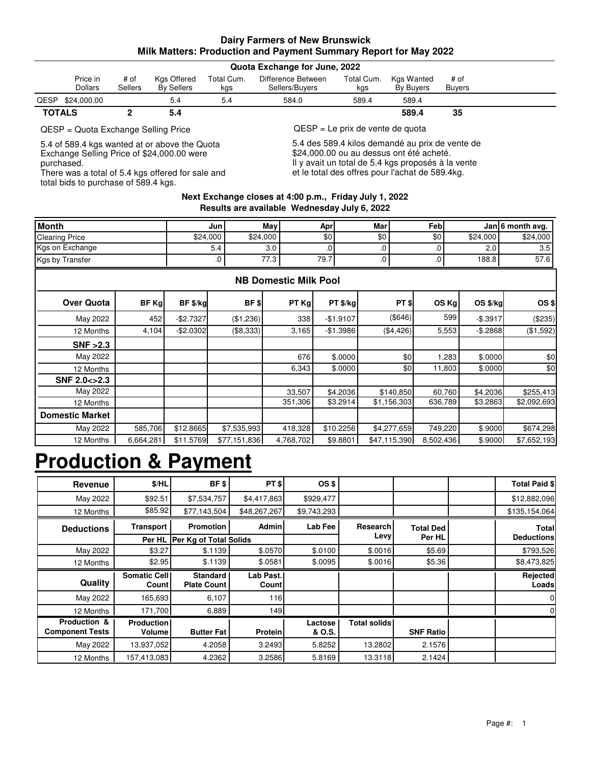# Dairy Farmers of New Brunswick

## Milk Matters: Production and Payment Summary Report for May 2022

### Quota Exchange for June, 2022

| | Price in Dollars | # of Sellers | Kgs Offered By Sellers | Total Cum. kgs | Difference Between Sellers/Buyers | Total Cum. kgs | Kgs Wanted By Buyers | # of Buyers |
|---|---|---|---|---|---|---|---|---|
| QESP | $24,000.00 | | 5.4 | 5.4 | 584.0 | 589.4 | 589.4 | |
| **TOTALS** | | **2** | **5.4** | | | | **589.4** | **35** |

QESP = Quota Exchange Selling Price

5.4 of 589.4 kgs wanted at or above the Quota Exchange Selling Price of $24,000.00 were purchased.
There was a total of 5.4 kgs offered for sale and total bids to purchase of 589.4 kgs.

QESP = Le prix de vente de quota

5.4 des 589.4 kilos demandé au prix de vente de $24,000.00 ou au dessus ont été acheté.
Il y avait un total de 5.4 kgs proposés à la vente et le total des offres pour l'achat de 589.4kg.

**Next Exchange closes at 4:00 p.m., Friday July 1, 2022**
**Results are available Wednesday July 6, 2022**

| Month | Jun | May | Apr | Mar | Feb | Jan | 6 month avg. |
|---|---|---|---|---|---|---|---|
| Clearing Price | $24,000 | $24,000 | $0 | $0 | $0 | $24,000 | $24,000 |
| Kgs on Exchange | 5.4 | 3.0 | .0 | .0 | .0 | 2.0 | 3.5 |
| Kgs by Transfer | .0 | 77.3 | 79.7 | .0 | .0 | 188.8 | 57.6 |

### NB Domestic Milk Pool

| Over Quota | BF Kg | BF $/kg | BF $ | PT Kg | PT $/kg | PT $ | OS Kg | OS $/kg | OS $ |
|---|---|---|---|---|---|---|---|---|---|
| May 2022 | 452 | -$2.7327 | ($1,236) | 338 | -$1.9107 | ($646) | 599 | -$.3917 | ($235) |
| 12 Months | 4,104 | -$2.0302 | ($8,333) | 3,165 | -$1.3986 | ($4,426) | 5,553 | -$.2868 | ($1,592) |
| **SNF >2.3** | | | | | | | | | |
| May 2022 | | | | 676 | $.0000 | $0 | 1,283 | $.0000 | $0 |
| 12 Months | | | | 6,343 | $.0000 | $0 | 11,803 | $.0000 | $0 |
| **SNF 2.0<>2.3** | | | | | | | | | |
| May 2022 | | | | 33,507 | $4.2036 | $140,850 | 60,760 | $4.2036 | $255,413 |
| 12 Months | | | | 351,306 | $3.2914 | $1,156,303 | 636,789 | $3.2863 | $2,092,693 |
| **Domestic Market** | | | | | | | | | |
| May 2022 | 585,706 | $12.8665 | $7,535,993 | 418,328 | $10.2256 | $4,277,659 | 749,220 | $.9000 | $674,298 |
| 12 Months | 6,664,281 | $11.5769 | $77,151,836 | 4,768,702 | $9.8801 | $47,115,390 | 8,502,436 | $.9000 | $7,652,193 |

# Production & Payment

| Revenue | $/HL | BF $ | PT $ | OS $ | | | | Total Paid $ |
|---|---|---|---|---|---|---|---|---|
| May 2022 | $92.51 | $7,534,757 | $4,417,863 | $929,477 | | | | $12,882,096 |
| 12 Months | $85.92 | $77,143,504 | $48,267,267 | $9,743,293 | | | | $135,154,064 |
| **Deductions** | **Transport** | **Promotion** | **Admin** | **Lab Fee** | **Research Levy** | **Total Ded Per HL** | | **Total Deductions** |
| | **Per HL** | **Per Kg of Total Solids** | | | | | | |
| May 2022 | $3.27 | $.1139 | $.0570 | $.0100 | $.0016 | $5.69 | | $793,526 |
| 12 Months | $2.95 | $.1139 | $.0581 | $.0095 | $.0016 | $5.36 | | $8,473,825 |
| **Quality** | **Somatic Cell Count** | **Standard Plate Count** | **Lab Past. Count** | | | | | **Rejected Loads** |
| May 2022 | 165,693 | 6,107 | 116 | | | | | 0 |
| 12 Months | 171,700 | 6,889 | 149 | | | | | 0 |
| **Production & Component Tests** | **Production Volume** | **Butter Fat** | **Protein** | **Lactose & O.S.** | **Total solids** | **SNF Ratio** | | |
| May 2022 | 13,937,052 | 4.2058 | 3.2493 | 5.8252 | 13.2802 | 2.1576 | | |
| 12 Months | 157,413,083 | 4.2362 | 3.2586 | 5.8169 | 13.3118 | 2.1424 | | |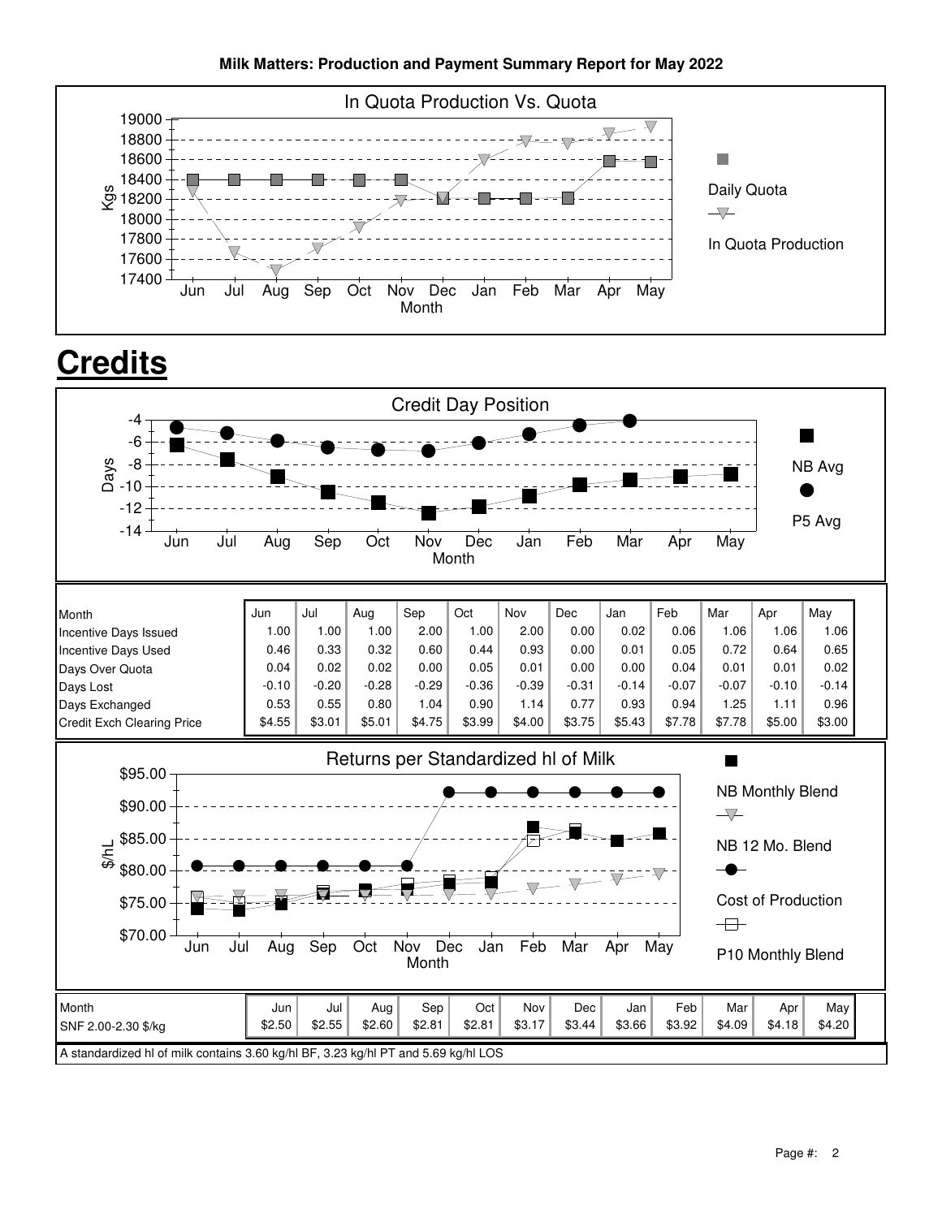**Milk Matters: Production and Payment Summary Report for May 2022**

In Quota Production Vs. Quota

# Credits

Credit Day Position

| Month | Jun | Jul | Aug | Sep | Oct | Nov | Dec | Jan | Feb | Mar | Apr | May |
|---|---|---|---|---|---|---|---|---|---|---|---|---|
| Incentive Days Issued | 1.00 | 1.00 | 1.00 | 2.00 | 1.00 | 2.00 | 0.00 | 0.02 | 0.06 | 1.06 | 1.06 | 1.06 |
| Incentive Days Used | 0.46 | 0.33 | 0.32 | 0.60 | 0.44 | 0.93 | 0.00 | 0.01 | 0.05 | 0.72 | 0.64 | 0.65 |
| Days Over Quota | 0.04 | 0.02 | 0.02 | 0.00 | 0.05 | 0.01 | 0.00 | 0.00 | 0.04 | 0.01 | 0.01 | 0.02 |
| Days Lost | -0.10 | -0.20 | -0.28 | -0.29 | -0.36 | -0.39 | -0.31 | -0.14 | -0.07 | -0.07 | -0.10 | -0.14 |
| Days Exchanged | 0.53 | 0.55 | 0.80 | 1.04 | 0.90 | 1.14 | 0.77 | 0.93 | 0.94 | 1.25 | 1.11 | 0.96 |
| Credit Exch Clearing Price | $4.55 | $3.01 | $5.01 | $4.75 | $3.99 | $4.00 | $3.75 | $5.43 | $7.78 | $7.78 | $5.00 | $3.00 |

Returns per Standardized hl of Milk

| Month | Jun | Jul | Aug | Sep | Oct | Nov | Dec | Jan | Feb | Mar | Apr | May |
|---|---|---|---|---|---|---|---|---|---|---|---|---|
| SNF 2.00-2.30 $/kg | $2.50 | $2.55 | $2.60 | $2.81 | $2.81 | $3.17 | $3.44 | $3.66 | $3.92 | $4.09 | $4.18 | $4.20 |

A standardized hl of milk contains 3.60 kg/hl BF, 3.23 kg/hl PT and 5.69 kg/hl LOS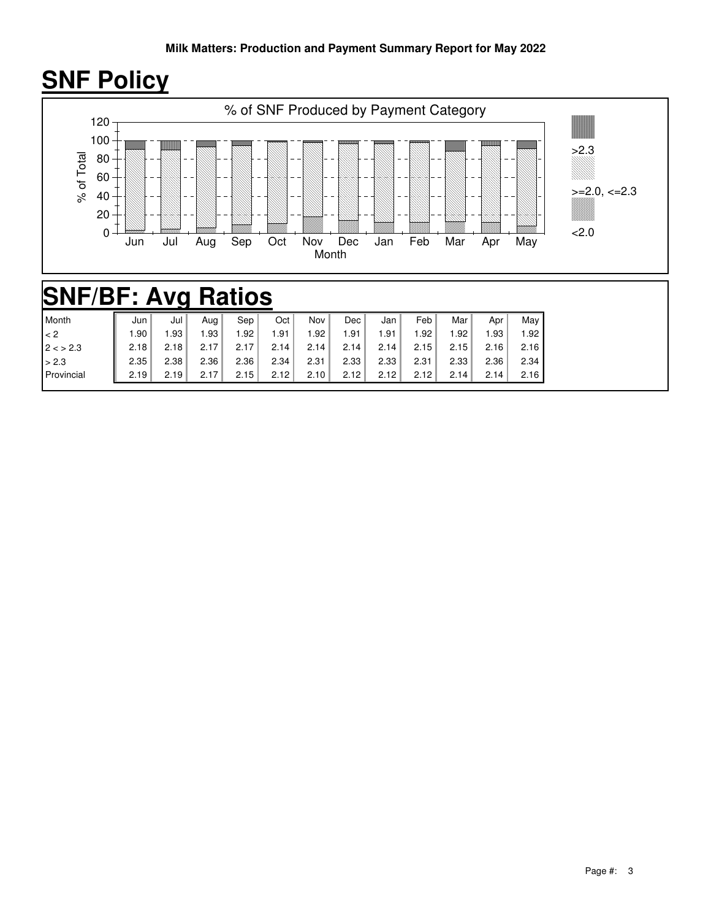**Milk Matters: Production and Payment Summary Report for May 2022**

# SNF Policy

% of SNF Produced by Payment Category

120
100
80
60
40
20
0

% of Total

Jun Jul Aug Sep Oct Nov Dec Jan Feb Mar Apr May

Month

>2.3

>=2.0, <=2.3

<2.0

# SNF/BF: Avg Ratios

| Month | Jun | Jul | Aug | Sep | Oct | Nov | Dec | Jan | Feb | Mar | Apr | May |
|---|---|---|---|---|---|---|---|---|---|---|---|---|
| < 2 | 1.90 | 1.93 | 1.93 | 1.92 | 1.91 | 1.92 | 1.91 | 1.91 | 1.92 | 1.92 | 1.93 | 1.92 |
| 2 < > 2.3 | 2.18 | 2.18 | 2.17 | 2.17 | 2.14 | 2.14 | 2.14 | 2.14 | 2.15 | 2.15 | 2.16 | 2.16 |
| > 2.3 | 2.35 | 2.38 | 2.36 | 2.36 | 2.34 | 2.31 | 2.33 | 2.33 | 2.31 | 2.33 | 2.36 | 2.34 |
| Provincial | 2.19 | 2.19 | 2.17 | 2.15 | 2.12 | 2.10 | 2.12 | 2.12 | 2.12 | 2.14 | 2.14 | 2.16 |